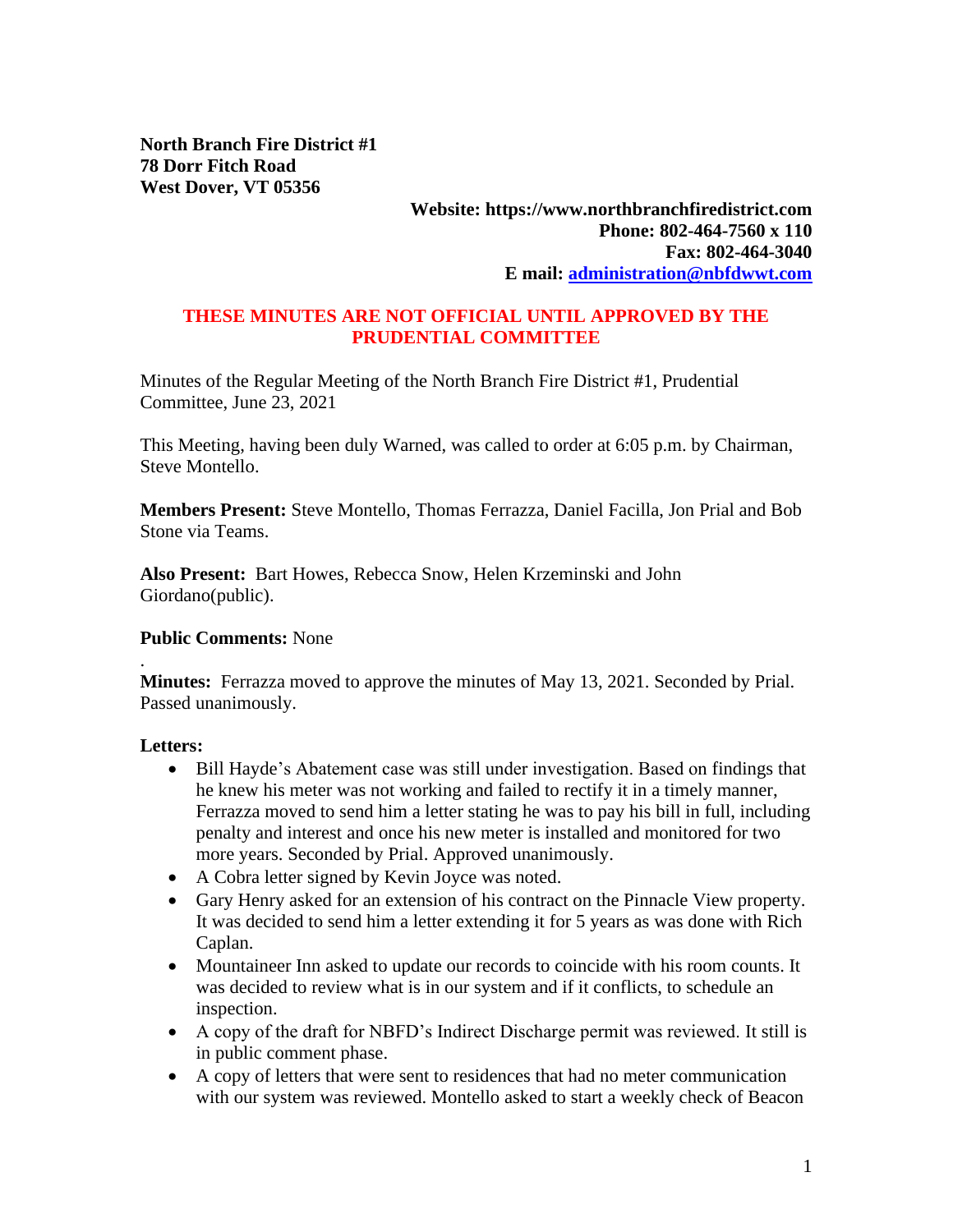**North Branch Fire District #1**
**78 Dorr Fitch Road**
**West Dover, VT 05356**

**Website: https://www.northbranchfiredistrict.com**
**Phone: 802-464-7560 x 110**
**Fax: 802-464-3040**
**E mail: [administration@nbfdwwt.com](mailto:administration@nbfdwwt.com)**

**THESE MINUTES ARE NOT OFFICIAL UNTIL APPROVED BY THE PRUDENTIAL COMMITTEE**

Minutes of the Regular Meeting of the North Branch Fire District #1, Prudential Committee, June 23, 2021

This Meeting, having been duly Warned, was called to order at 6:05 p.m. by Chairman, Steve Montello.

**Members Present:** Steve Montello, Thomas Ferrazza, Daniel Facilla, Jon Prial and Bob Stone via Teams.

**Also Present:** Bart Howes, Rebecca Snow, Helen Krzeminski and John Giordano(public).

**Public Comments:** None

.

**Minutes:** Ferrazza moved to approve the minutes of May 13, 2021. Seconded by Prial. Passed unanimously.

**Letters:**

- Bill Hayde's Abatement case was still under investigation. Based on findings that he knew his meter was not working and failed to rectify it in a timely manner, Ferrazza moved to send him a letter stating he was to pay his bill in full, including penalty and interest and once his new meter is installed and monitored for two more years. Seconded by Prial. Approved unanimously.
- A Cobra letter signed by Kevin Joyce was noted.
- Gary Henry asked for an extension of his contract on the Pinnacle View property. It was decided to send him a letter extending it for 5 years as was done with Rich Caplan.
- Mountaineer Inn asked to update our records to coincide with his room counts. It was decided to review what is in our system and if it conflicts, to schedule an inspection.
- A copy of the draft for NBFD's Indirect Discharge permit was reviewed. It still is in public comment phase.
- A copy of letters that were sent to residences that had no meter communication with our system was reviewed. Montello asked to start a weekly check of Beacon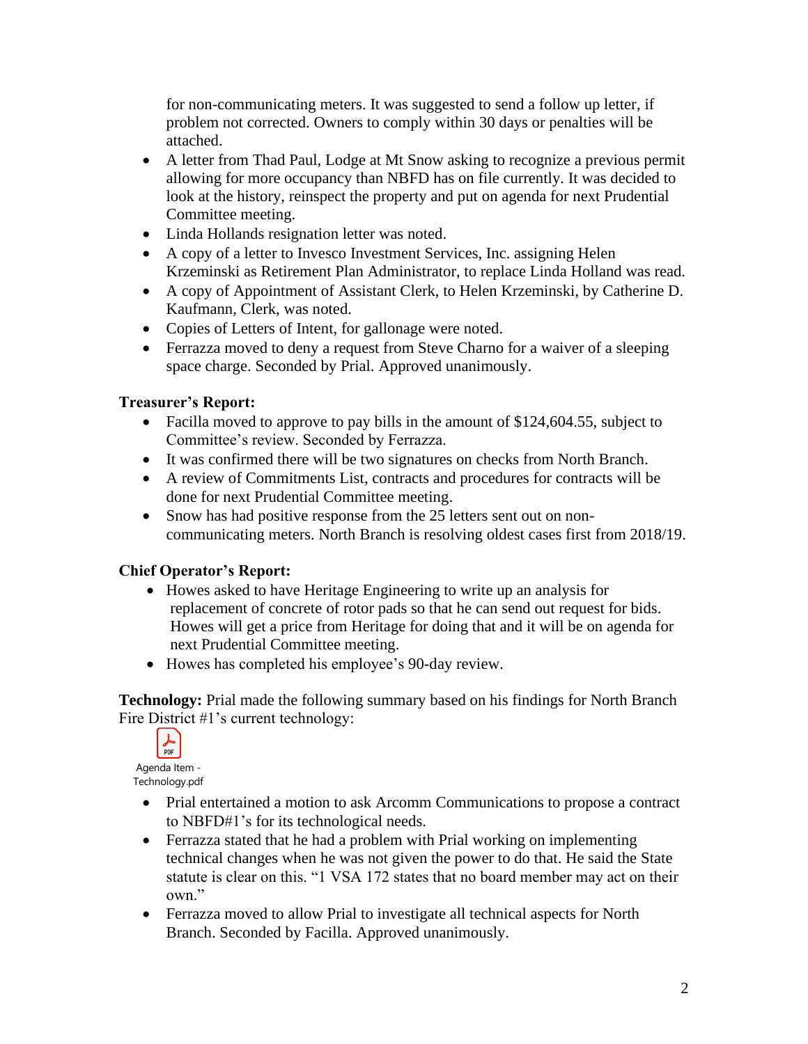for non-communicating meters. It was suggested to send a follow up letter, if problem not corrected. Owners to comply within 30 days or penalties will be attached.

- A letter from Thad Paul, Lodge at Mt Snow asking to recognize a previous permit allowing for more occupancy than NBFD has on file currently. It was decided to look at the history, reinspect the property and put on agenda for next Prudential Committee meeting.
- Linda Hollands resignation letter was noted.
- A copy of a letter to Invesco Investment Services, Inc. assigning Helen Krzeminski as Retirement Plan Administrator, to replace Linda Holland was read.
- A copy of Appointment of Assistant Clerk, to Helen Krzeminski, by Catherine D. Kaufmann, Clerk, was noted.
- Copies of Letters of Intent, for gallonage were noted.
- Ferrazza moved to deny a request from Steve Charno for a waiver of a sleeping space charge. Seconded by Prial. Approved unanimously.

**Treasurer's Report:**

- Facilla moved to approve to pay bills in the amount of $124,604.55, subject to Committee's review. Seconded by Ferrazza.
- It was confirmed there will be two signatures on checks from North Branch.
- A review of Commitments List, contracts and procedures for contracts will be done for next Prudential Committee meeting.
- Snow has had positive response from the 25 letters sent out on non-communicating meters. North Branch is resolving oldest cases first from 2018/19.

**Chief Operator's Report:**

- Howes asked to have Heritage Engineering to write up an analysis for replacement of concrete of rotor pads so that he can send out request for bids. Howes will get a price from Heritage for doing that and it will be on agenda for next Prudential Committee meeting.
- Howes has completed his employee's 90-day review.

**Technology:** Prial made the following summary based on his findings for North Branch Fire District #1's current technology:

Agenda Item - Technology.pdf

- Prial entertained a motion to ask Arcomm Communications to propose a contract to NBFD#1's for its technological needs.
- Ferrazza stated that he had a problem with Prial working on implementing technical changes when he was not given the power to do that. He said the State statute is clear on this. "1 VSA 172 states that no board member may act on their own."
- Ferrazza moved to allow Prial to investigate all technical aspects for North Branch. Seconded by Facilla. Approved unanimously.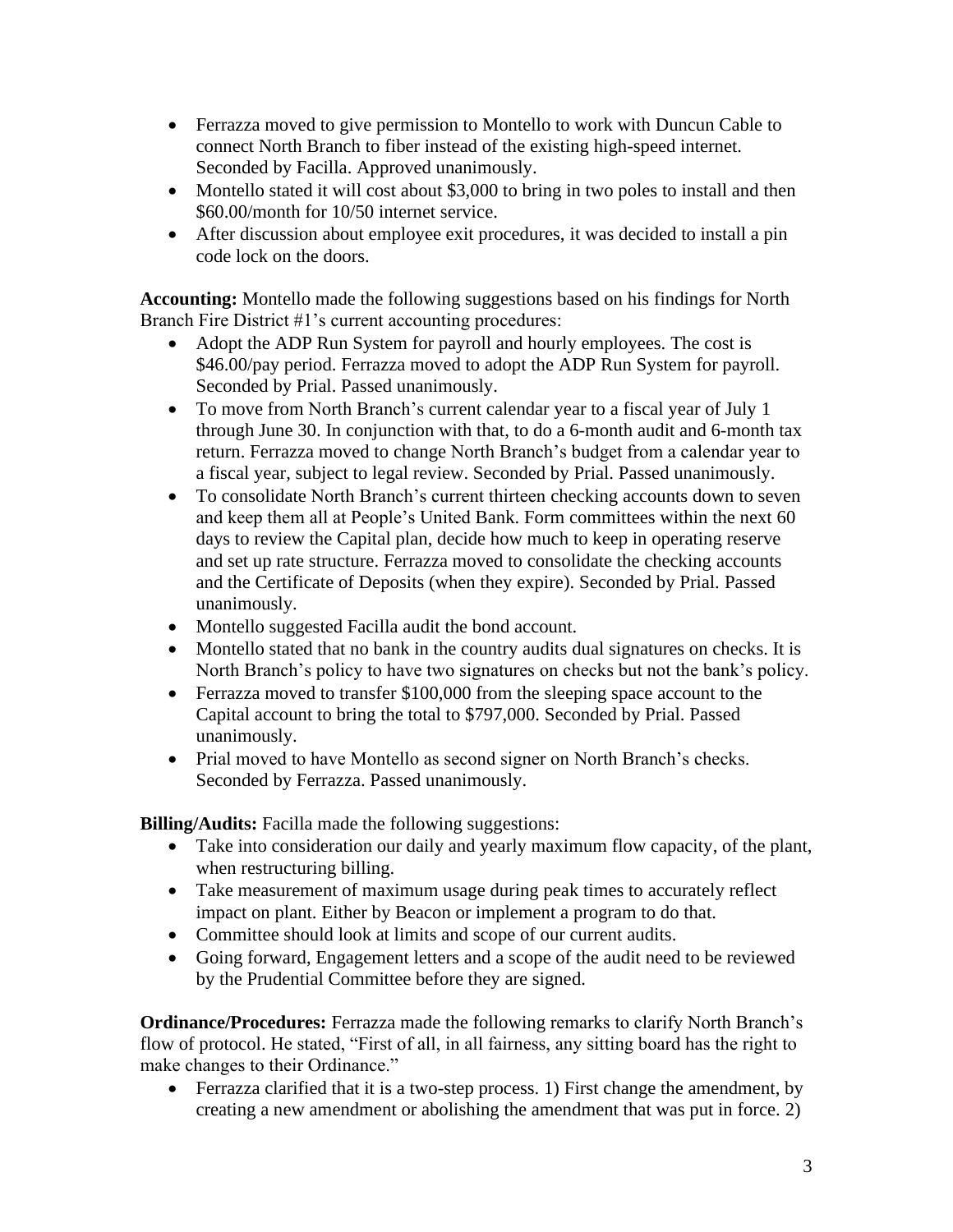- Ferrazza moved to give permission to Montello to work with Duncun Cable to connect North Branch to fiber instead of the existing high-speed internet. Seconded by Facilla. Approved unanimously.
- Montello stated it will cost about $3,000 to bring in two poles to install and then $60.00/month for 10/50 internet service.
- After discussion about employee exit procedures, it was decided to install a pin code lock on the doors.

**Accounting:** Montello made the following suggestions based on his findings for North Branch Fire District #1's current accounting procedures:

- Adopt the ADP Run System for payroll and hourly employees. The cost is $46.00/pay period. Ferrazza moved to adopt the ADP Run System for payroll. Seconded by Prial. Passed unanimously.
- To move from North Branch's current calendar year to a fiscal year of July 1 through June 30. In conjunction with that, to do a 6-month audit and 6-month tax return. Ferrazza moved to change North Branch's budget from a calendar year to a fiscal year, subject to legal review. Seconded by Prial. Passed unanimously.
- To consolidate North Branch's current thirteen checking accounts down to seven and keep them all at People's United Bank. Form committees within the next 60 days to review the Capital plan, decide how much to keep in operating reserve and set up rate structure. Ferrazza moved to consolidate the checking accounts and the Certificate of Deposits (when they expire). Seconded by Prial. Passed unanimously.
- Montello suggested Facilla audit the bond account.
- Montello stated that no bank in the country audits dual signatures on checks. It is North Branch's policy to have two signatures on checks but not the bank's policy.
- Ferrazza moved to transfer $100,000 from the sleeping space account to the Capital account to bring the total to $797,000. Seconded by Prial. Passed unanimously.
- Prial moved to have Montello as second signer on North Branch's checks. Seconded by Ferrazza. Passed unanimously.

**Billing/Audits:** Facilla made the following suggestions:

- Take into consideration our daily and yearly maximum flow capacity, of the plant, when restructuring billing.
- Take measurement of maximum usage during peak times to accurately reflect impact on plant. Either by Beacon or implement a program to do that.
- Committee should look at limits and scope of our current audits.
- Going forward, Engagement letters and a scope of the audit need to be reviewed by the Prudential Committee before they are signed.

**Ordinance/Procedures:** Ferrazza made the following remarks to clarify North Branch's flow of protocol. He stated, "First of all, in all fairness, any sitting board has the right to make changes to their Ordinance."

- Ferrazza clarified that it is a two-step process. 1) First change the amendment, by creating a new amendment or abolishing the amendment that was put in force. 2)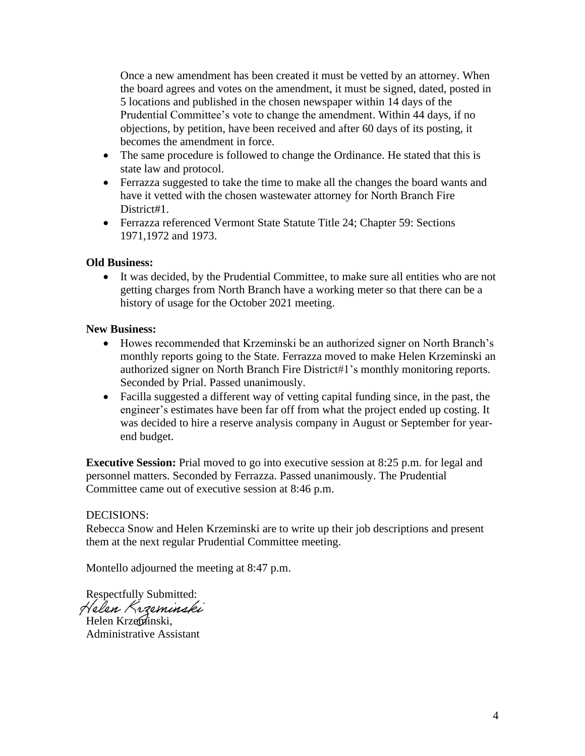Once a new amendment has been created it must be vetted by an attorney. When the board agrees and votes on the amendment, it must be signed, dated, posted in 5 locations and published in the chosen newspaper within 14 days of the Prudential Committee's vote to change the amendment. Within 44 days, if no objections, by petition, have been received and after 60 days of its posting, it becomes the amendment in force.

- The same procedure is followed to change the Ordinance. He stated that this is state law and protocol.
- Ferrazza suggested to take the time to make all the changes the board wants and have it vetted with the chosen wastewater attorney for North Branch Fire District#1.
- Ferrazza referenced Vermont State Statute Title 24; Chapter 59: Sections 1971,1972 and 1973.

**Old Business:**

- It was decided, by the Prudential Committee, to make sure all entities who are not getting charges from North Branch have a working meter so that there can be a history of usage for the October 2021 meeting.

**New Business:**

- Howes recommended that Krzeminski be an authorized signer on North Branch's monthly reports going to the State. Ferrazza moved to make Helen Krzeminski an authorized signer on North Branch Fire District#1's monthly monitoring reports. Seconded by Prial. Passed unanimously.
- Facilla suggested a different way of vetting capital funding since, in the past, the engineer's estimates have been far off from what the project ended up costing. It was decided to hire a reserve analysis company in August or September for year-end budget.

**Executive Session:** Prial moved to go into executive session at 8:25 p.m. for legal and personnel matters. Seconded by Ferrazza. Passed unanimously. The Prudential Committee came out of executive session at 8:46 p.m.

DECISIONS:
Rebecca Snow and Helen Krzeminski are to write up their job descriptions and present them at the next regular Prudential Committee meeting.

Montello adjourned the meeting at 8:47 p.m.

Respectfully Submitted:
Helen Krzeminski
Helen Krzeminski,
Administrative Assistant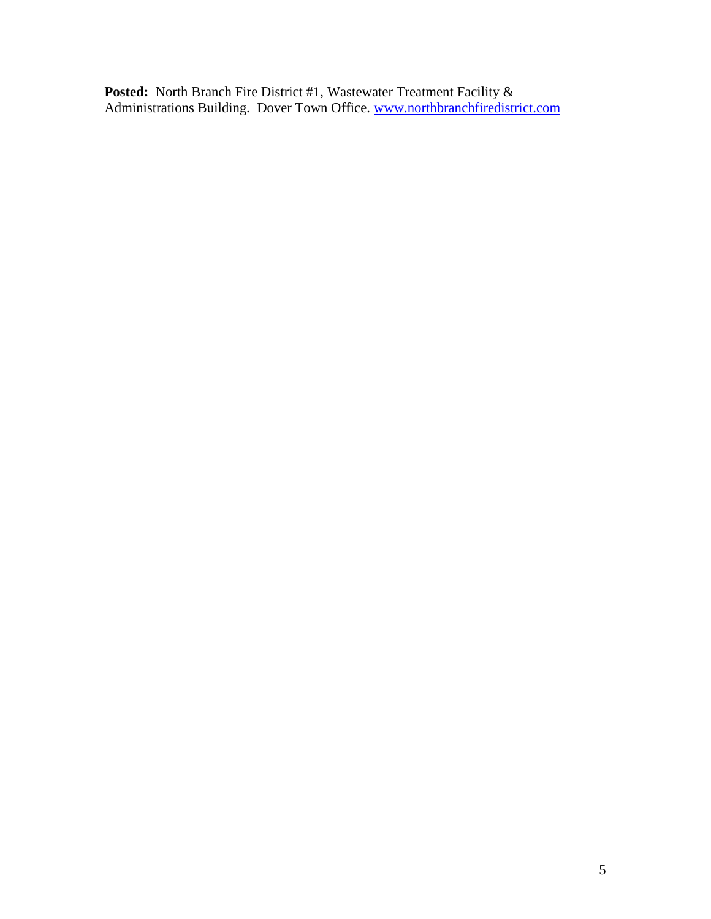**Posted:** North Branch Fire District #1, Wastewater Treatment Facility & Administrations Building. Dover Town Office. www.northbranchfiredistrict.com